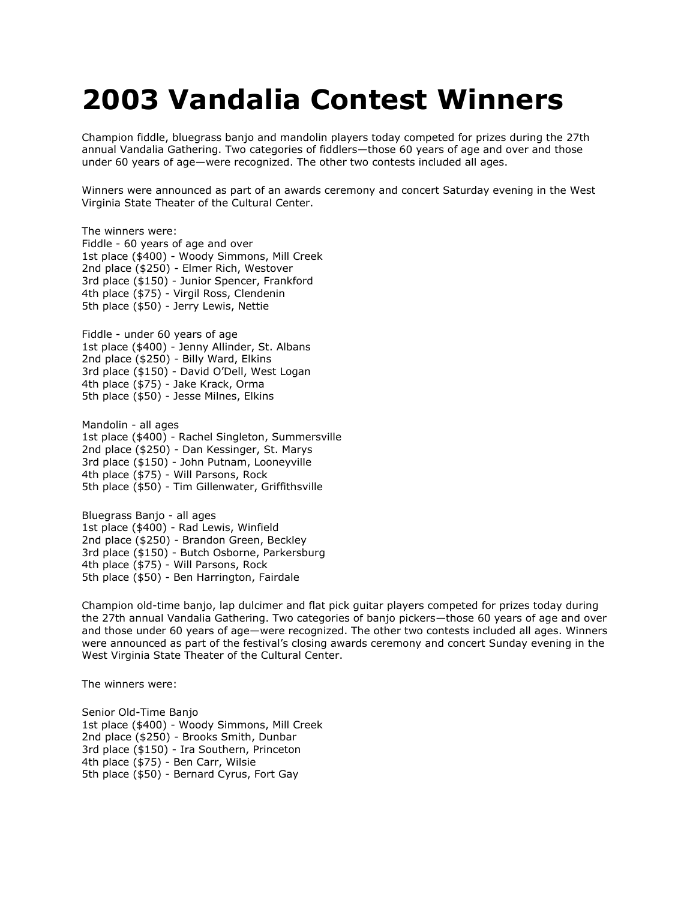# 2003 Vandalia Contest Winners

Champion fiddle, bluegrass banjo and mandolin players today competed for prizes during the 27th annual Vandalia Gathering. Two categories of fiddlers—those 60 years of age and over and those under 60 years of age—were recognized. The other two contests included all ages.

Winners were announced as part of an awards ceremony and concert Saturday evening in the West Virginia State Theater of the Cultural Center.

The winners were:
Fiddle - 60 years of age and over
1st place ($400) - Woody Simmons, Mill Creek
2nd place ($250) - Elmer Rich, Westover
3rd place ($150) - Junior Spencer, Frankford
4th place ($75) - Virgil Ross, Clendenin
5th place ($50) - Jerry Lewis, Nettie

Fiddle - under 60 years of age
1st place ($400) - Jenny Allinder, St. Albans
2nd place ($250) - Billy Ward, Elkins
3rd place ($150) - David O'Dell, West Logan
4th place ($75) - Jake Krack, Orma
5th place ($50) - Jesse Milnes, Elkins

Mandolin - all ages
1st place ($400) - Rachel Singleton, Summersville
2nd place ($250) - Dan Kessinger, St. Marys
3rd place ($150) - John Putnam, Looneyville
4th place ($75) - Will Parsons, Rock
5th place ($50) - Tim Gillenwater, Griffithsville

Bluegrass Banjo - all ages
1st place ($400) - Rad Lewis, Winfield
2nd place ($250) - Brandon Green, Beckley
3rd place ($150) - Butch Osborne, Parkersburg
4th place ($75) - Will Parsons, Rock
5th place ($50) - Ben Harrington, Fairdale

Champion old-time banjo, lap dulcimer and flat pick guitar players competed for prizes today during the 27th annual Vandalia Gathering. Two categories of banjo pickers—those 60 years of age and over and those under 60 years of age—were recognized. The other two contests included all ages. Winners were announced as part of the festival's closing awards ceremony and concert Sunday evening in the West Virginia State Theater of the Cultural Center.

The winners were:

Senior Old-Time Banjo
1st place ($400) - Woody Simmons, Mill Creek
2nd place ($250) - Brooks Smith, Dunbar
3rd place ($150) - Ira Southern, Princeton
4th place ($75) - Ben Carr, Wilsie
5th place ($50) - Bernard Cyrus, Fort Gay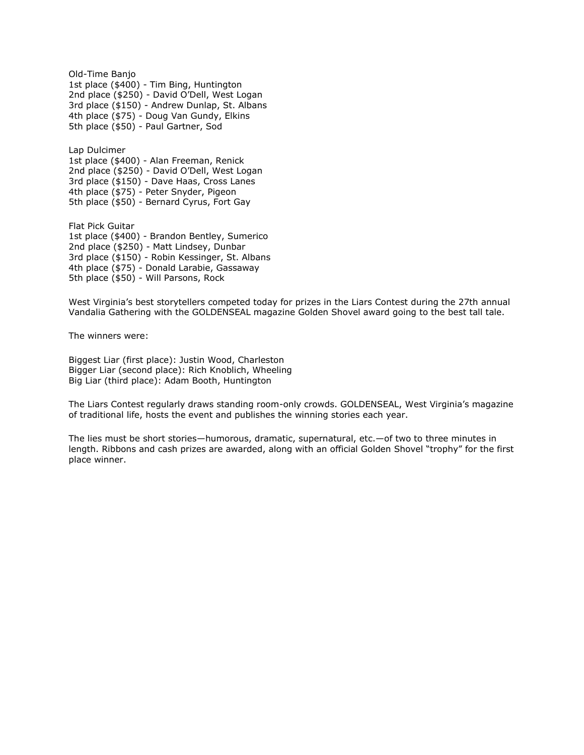Old-Time Banjo
1st place ($400) - Tim Bing, Huntington
2nd place ($250) - David O'Dell, West Logan
3rd place ($150) - Andrew Dunlap, St. Albans
4th place ($75) - Doug Van Gundy, Elkins
5th place ($50) - Paul Gartner, Sod

Lap Dulcimer
1st place ($400) - Alan Freeman, Renick
2nd place ($250) - David O'Dell, West Logan
3rd place ($150) - Dave Haas, Cross Lanes
4th place ($75) - Peter Snyder, Pigeon
5th place ($50) - Bernard Cyrus, Fort Gay

Flat Pick Guitar
1st place ($400) - Brandon Bentley, Sumerico
2nd place ($250) - Matt Lindsey, Dunbar
3rd place ($150) - Robin Kessinger, St. Albans
4th place ($75) - Donald Larabie, Gassaway
5th place ($50) - Will Parsons, Rock

West Virginia's best storytellers competed today for prizes in the Liars Contest during the 27th annual Vandalia Gathering with the GOLDENSEAL magazine Golden Shovel award going to the best tall tale.

The winners were:

Biggest Liar (first place): Justin Wood, Charleston
Bigger Liar (second place): Rich Knoblich, Wheeling
Big Liar (third place): Adam Booth, Huntington

The Liars Contest regularly draws standing room-only crowds. GOLDENSEAL, West Virginia's magazine of traditional life, hosts the event and publishes the winning stories each year.

The lies must be short stories—humorous, dramatic, supernatural, etc.—of two to three minutes in length. Ribbons and cash prizes are awarded, along with an official Golden Shovel "trophy" for the first place winner.